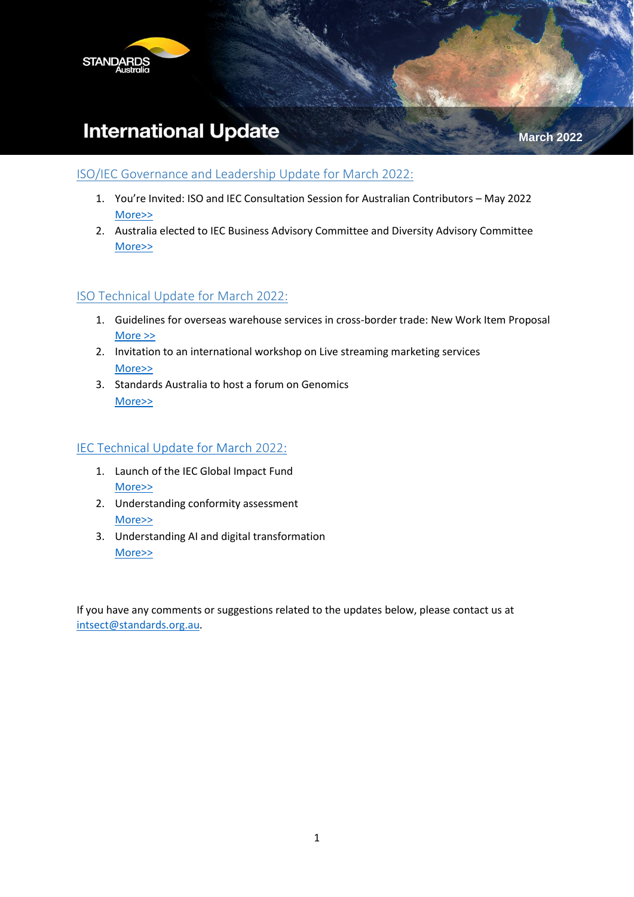STANDARDS Australia

# International Update

March 2022

## ISO/IEC Governance and Leadership Update for March 2022:

1. You're Invited: ISO and IEC Consultation Session for Australian Contributors – May 2022
   More>>
2. Australia elected to IEC Business Advisory Committee and Diversity Advisory Committee
   More>>

## ISO Technical Update for March 2022:

1. Guidelines for overseas warehouse services in cross-border trade: New Work Item Proposal
   More >>
2. Invitation to an international workshop on Live streaming marketing services
   More>>
3. Standards Australia to host a forum on Genomics
   More>>

## IEC Technical Update for March 2022:

1. Launch of the IEC Global Impact Fund
   More>>
2. Understanding conformity assessment
   More>>
3. Understanding AI and digital transformation
   More>>

If you have any comments or suggestions related to the updates below, please contact us at intsect@standards.org.au.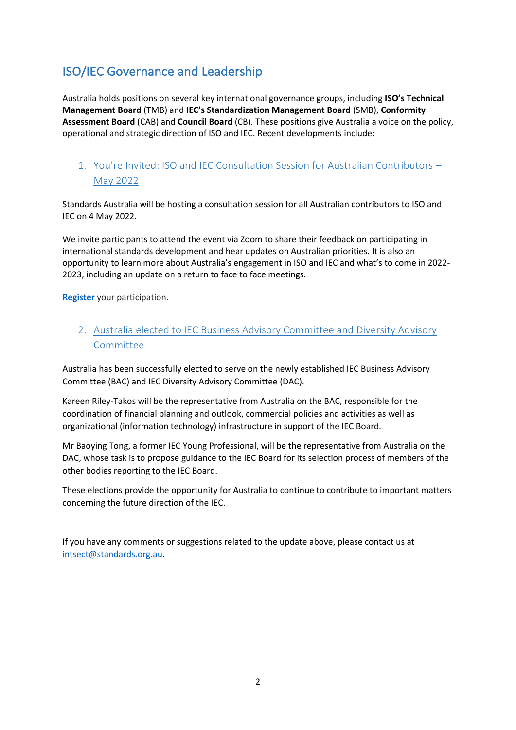# ISO/IEC Governance and Leadership

Australia holds positions on several key international governance groups, including **ISO's Technical Management Board** (TMB) and **IEC's Standardization Management Board** (SMB), **Conformity Assessment Board** (CAB) and **Council Board** (CB). These positions give Australia a voice on the policy, operational and strategic direction of ISO and IEC. Recent developments include:

## 1. You're Invited: ISO and IEC Consultation Session for Australian Contributors – May 2022

Standards Australia will be hosting a consultation session for all Australian contributors to ISO and IEC on 4 May 2022.

We invite participants to attend the event via Zoom to share their feedback on participating in international standards development and hear updates on Australian priorities. It is also an opportunity to learn more about Australia's engagement in ISO and IEC and what's to come in 2022-2023, including an update on a return to face to face meetings.

**Register** your participation.

## 2. Australia elected to IEC Business Advisory Committee and Diversity Advisory Committee

Australia has been successfully elected to serve on the newly established IEC Business Advisory Committee (BAC) and IEC Diversity Advisory Committee (DAC).

Kareen Riley-Takos will be the representative from Australia on the BAC, responsible for the coordination of financial planning and outlook, commercial policies and activities as well as organizational (information technology) infrastructure in support of the IEC Board.

Mr Baoying Tong, a former IEC Young Professional, will be the representative from Australia on the DAC, whose task is to propose guidance to the IEC Board for its selection process of members of the other bodies reporting to the IEC Board.

These elections provide the opportunity for Australia to continue to contribute to important matters concerning the future direction of the IEC.

If you have any comments or suggestions related to the update above, please contact us at intsect@standards.org.au.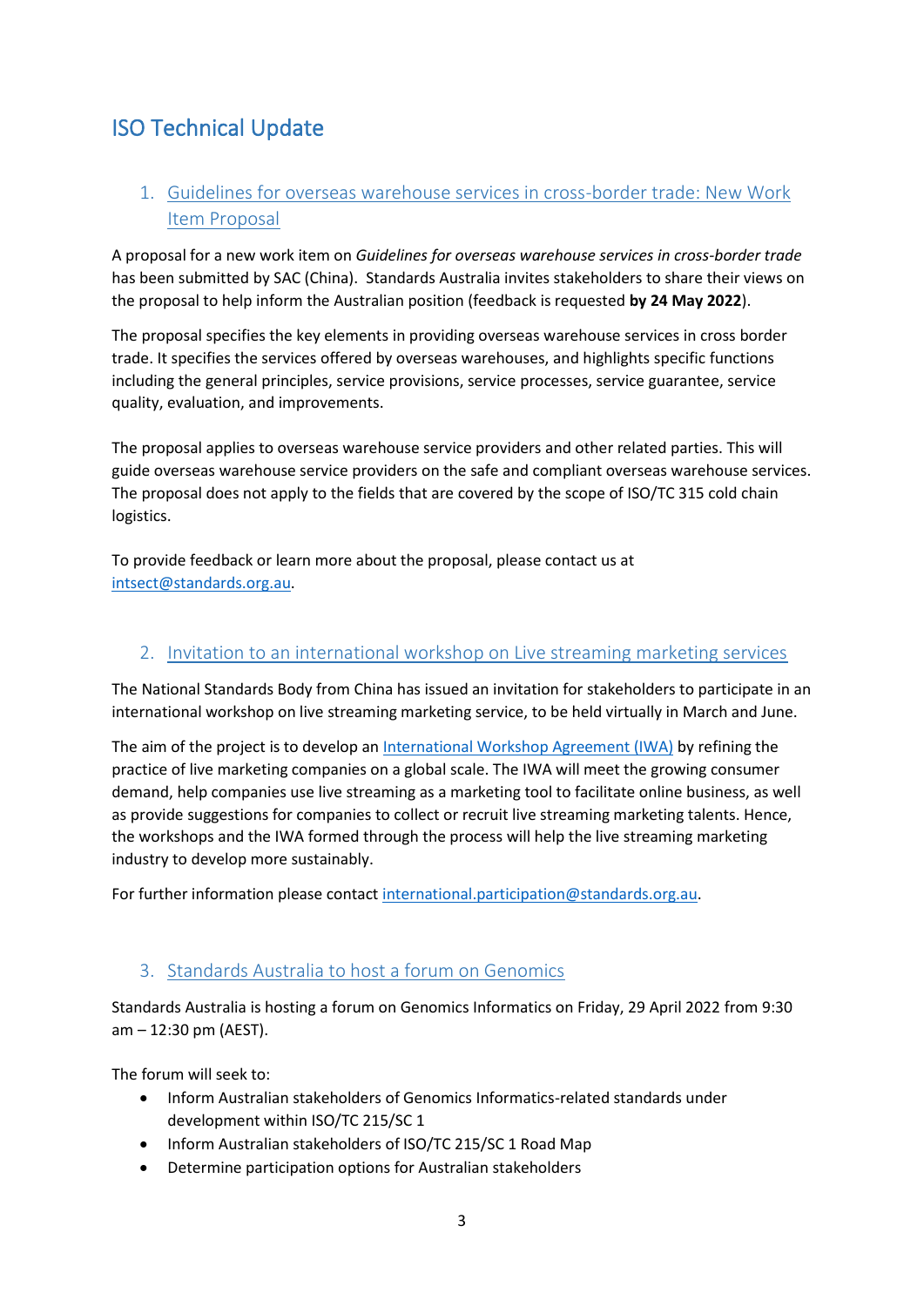# ISO Technical Update

## 1. Guidelines for overseas warehouse services in cross-border trade: New Work Item Proposal

A proposal for a new work item on *Guidelines for overseas warehouse services in cross-border trade* has been submitted by SAC (China). Standards Australia invites stakeholders to share their views on the proposal to help inform the Australian position (feedback is requested **by 24 May 2022**).

The proposal specifies the key elements in providing overseas warehouse services in cross border trade. It specifies the services offered by overseas warehouses, and highlights specific functions including the general principles, service provisions, service processes, service guarantee, service quality, evaluation, and improvements.

The proposal applies to overseas warehouse service providers and other related parties. This will guide overseas warehouse service providers on the safe and compliant overseas warehouse services. The proposal does not apply to the fields that are covered by the scope of ISO/TC 315 cold chain logistics.

To provide feedback or learn more about the proposal, please contact us at intsect@standards.org.au.

## 2. Invitation to an international workshop on Live streaming marketing services

The National Standards Body from China has issued an invitation for stakeholders to participate in an international workshop on live streaming marketing service, to be held virtually in March and June.

The aim of the project is to develop an International Workshop Agreement (IWA) by refining the practice of live marketing companies on a global scale. The IWA will meet the growing consumer demand, help companies use live streaming as a marketing tool to facilitate online business, as well as provide suggestions for companies to collect or recruit live streaming marketing talents. Hence, the workshops and the IWA formed through the process will help the live streaming marketing industry to develop more sustainably.

For further information please contact international.participation@standards.org.au.

## 3. Standards Australia to host a forum on Genomics

Standards Australia is hosting a forum on Genomics Informatics on Friday, 29 April 2022 from 9:30 am – 12:30 pm (AEST).

The forum will seek to:

- Inform Australian stakeholders of Genomics Informatics-related standards under development within ISO/TC 215/SC 1
- Inform Australian stakeholders of ISO/TC 215/SC 1 Road Map
- Determine participation options for Australian stakeholders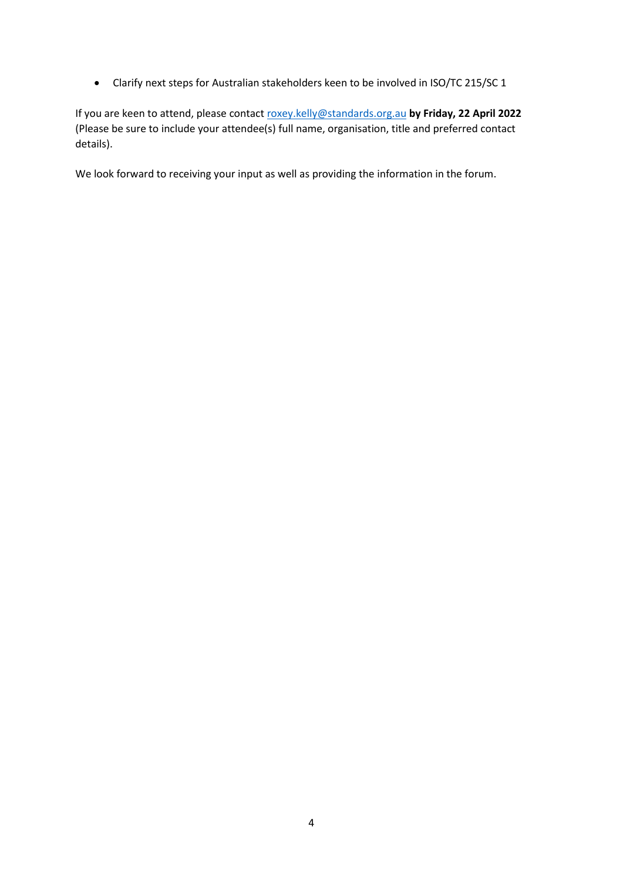- Clarify next steps for Australian stakeholders keen to be involved in ISO/TC 215/SC 1

If you are keen to attend, please contact roxey.kelly@standards.org.au **by Friday, 22 April 2022** (Please be sure to include your attendee(s) full name, organisation, title and preferred contact details).

We look forward to receiving your input as well as providing the information in the forum.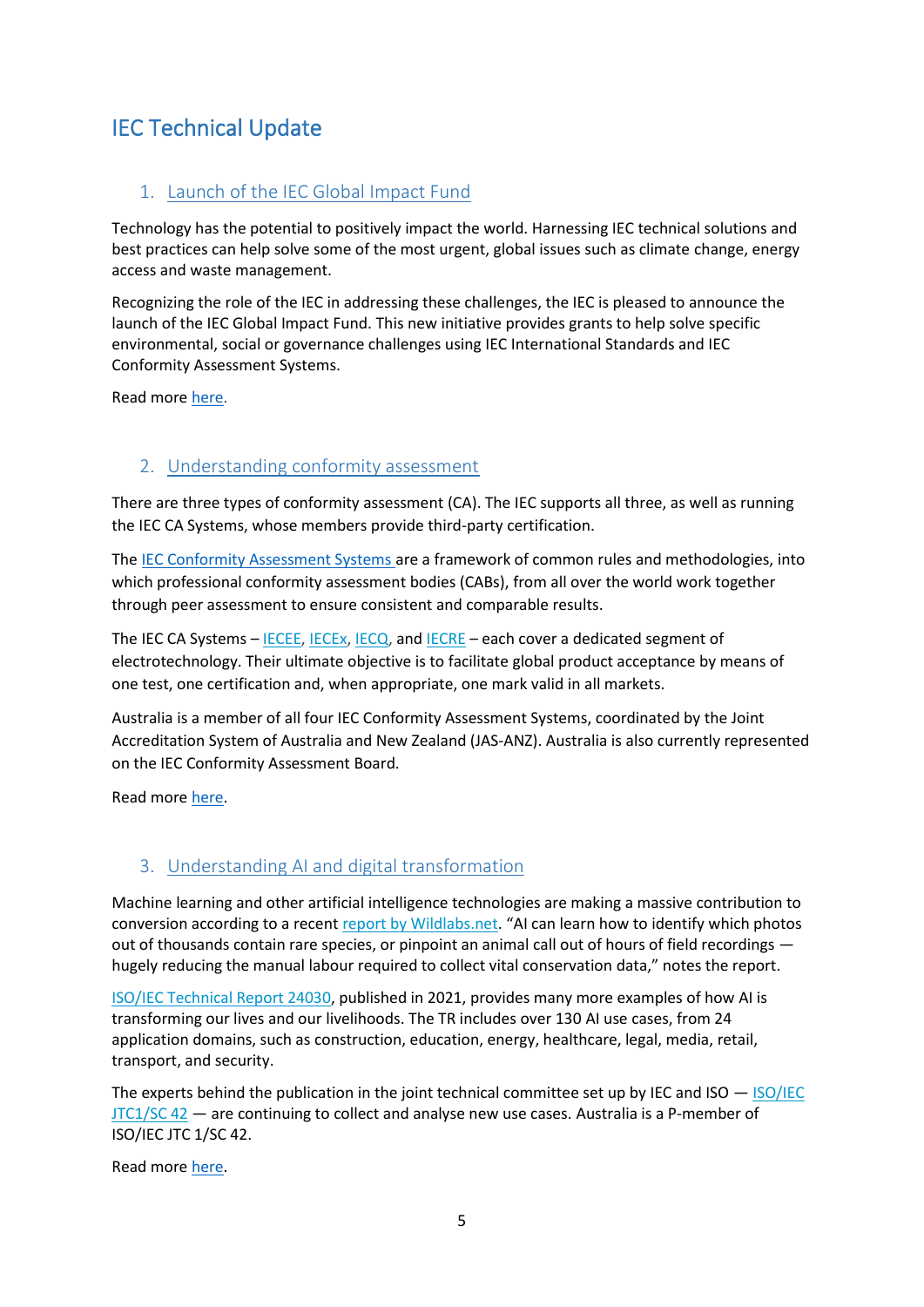# IEC Technical Update

## 1. Launch of the IEC Global Impact Fund

Technology has the potential to positively impact the world. Harnessing IEC technical solutions and best practices can help solve some of the most urgent, global issues such as climate change, energy access and waste management.

Recognizing the role of the IEC in addressing these challenges, the IEC is pleased to announce the launch of the IEC Global Impact Fund. This new initiative provides grants to help solve specific environmental, social or governance challenges using IEC International Standards and IEC Conformity Assessment Systems.

Read more here.

## 2. Understanding conformity assessment

There are three types of conformity assessment (CA). The IEC supports all three, as well as running the IEC CA Systems, whose members provide third-party certification.

The IEC Conformity Assessment Systems are a framework of common rules and methodologies, into which professional conformity assessment bodies (CABs), from all over the world work together through peer assessment to ensure consistent and comparable results.

The IEC CA Systems – IECEE, IECEx, IECQ, and IECRE – each cover a dedicated segment of electrotechnology. Their ultimate objective is to facilitate global product acceptance by means of one test, one certification and, when appropriate, one mark valid in all markets.

Australia is a member of all four IEC Conformity Assessment Systems, coordinated by the Joint Accreditation System of Australia and New Zealand (JAS-ANZ). Australia is also currently represented on the IEC Conformity Assessment Board.

Read more here.

## 3. Understanding AI and digital transformation

Machine learning and other artificial intelligence technologies are making a massive contribution to conversion according to a recent report by Wildlabs.net. "AI can learn how to identify which photos out of thousands contain rare species, or pinpoint an animal call out of hours of field recordings — hugely reducing the manual labour required to collect vital conservation data," notes the report.

ISO/IEC Technical Report 24030, published in 2021, provides many more examples of how AI is transforming our lives and our livelihoods. The TR includes over 130 AI use cases, from 24 application domains, such as construction, education, energy, healthcare, legal, media, retail, transport, and security.

The experts behind the publication in the joint technical committee set up by IEC and ISO — ISO/IEC JTC1/SC 42 — are continuing to collect and analyse new use cases. Australia is a P-member of ISO/IEC JTC 1/SC 42.

Read more here.